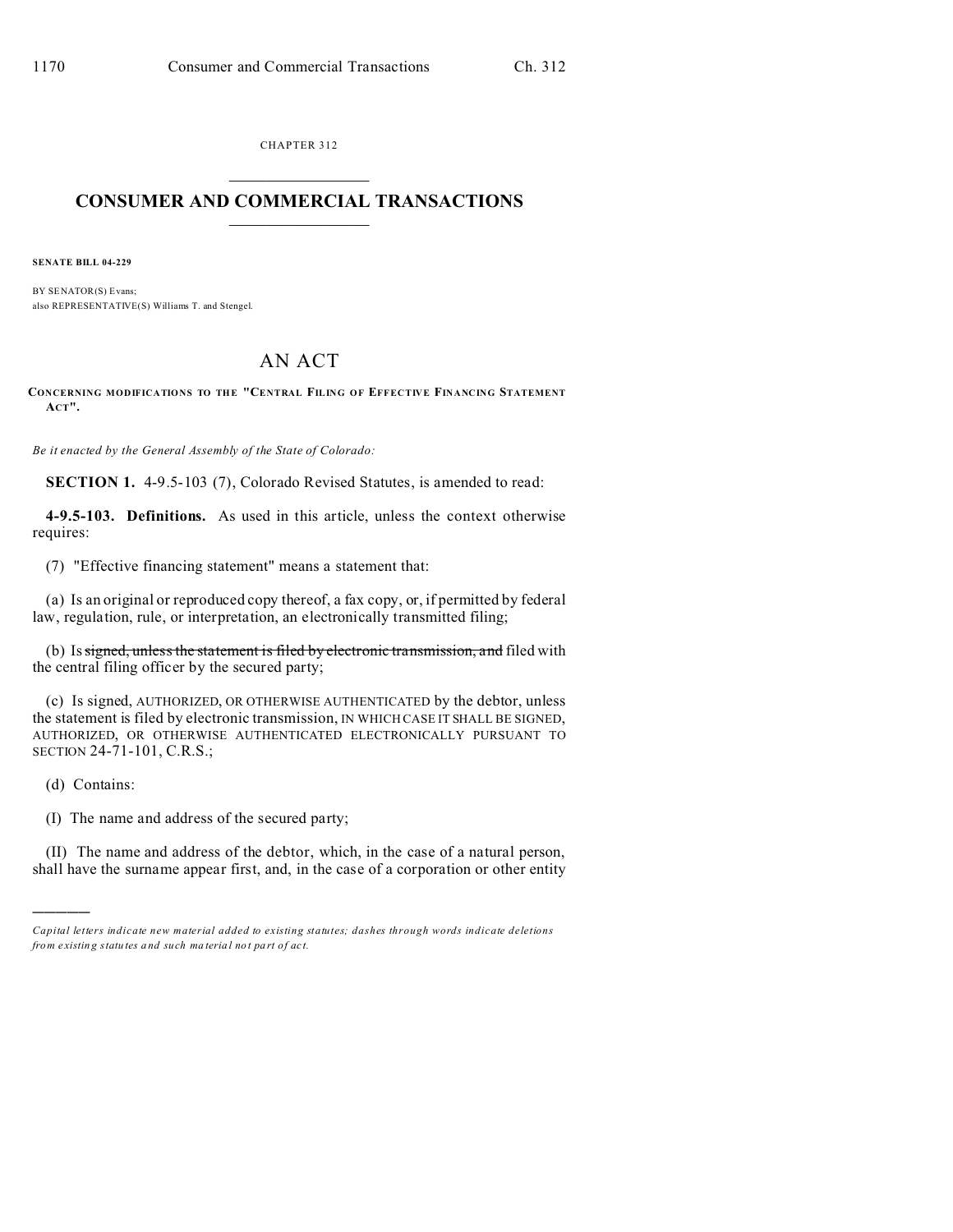CHAPTER 312

# CONSUMER AND COMMERCIAL TRANSACTIONS

**SENATE BILL 04-229**

BY SENATOR(S) Evans;
also REPRESENTATIVE(S) Williams T. and Stengel.

## AN ACT

**CONCERNING MODIFICATIONS TO THE "CENTRAL FILING OF EFFECTIVE FINANCING STATEMENT ACT".**

*Be it enacted by the General Assembly of the State of Colorado:*

**SECTION 1.** 4-9.5-103 (7), Colorado Revised Statutes, is amended to read:

**4-9.5-103. Definitions.** As used in this article, unless the context otherwise requires:

(7) "Effective financing statement" means a statement that:

(a) Is an original or reproduced copy thereof, a fax copy, or, if permitted by federal law, regulation, rule, or interpretation, an electronically transmitted filing;

(b) Is ~~signed, unless the statement is filed by electronic transmission, and~~ filed with the central filing officer by the secured party;

(c) Is signed, AUTHORIZED, OR OTHERWISE AUTHENTICATED by the debtor, unless the statement is filed by electronic transmission, IN WHICH CASE IT SHALL BE SIGNED, AUTHORIZED, OR OTHERWISE AUTHENTICATED ELECTRONICALLY PURSUANT TO SECTION 24-71-101, C.R.S.;

(d) Contains:

(I) The name and address of the secured party;

(II) The name and address of the debtor, which, in the case of a natural person, shall have the surname appear first, and, in the case of a corporation or other entity

---

*Capital letters indicate new material added to existing statutes; dashes through words indicate deletions from existing statutes and such material not part of act.*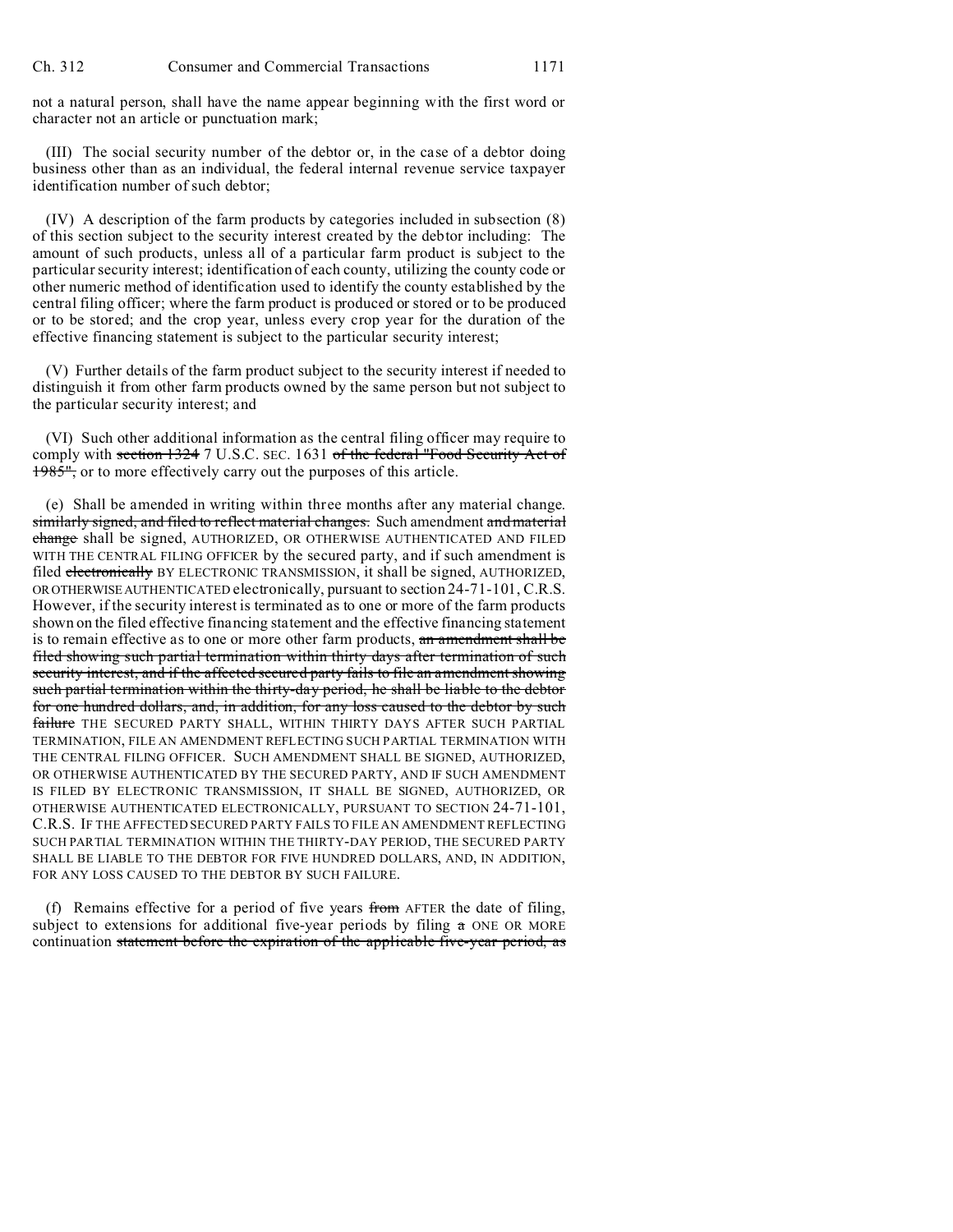not a natural person, shall have the name appear beginning with the first word or character not an article or punctuation mark;

(III) The social security number of the debtor or, in the case of a debtor doing business other than as an individual, the federal internal revenue service taxpayer identification number of such debtor;

(IV) A description of the farm products by categories included in subsection (8) of this section subject to the security interest created by the debtor including: The amount of such products, unless all of a particular farm product is subject to the particular security interest; identification of each county, utilizing the county code or other numeric method of identification used to identify the county established by the central filing officer; where the farm product is produced or stored or to be produced or to be stored; and the crop year, unless every crop year for the duration of the effective financing statement is subject to the particular security interest;

(V) Further details of the farm product subject to the security interest if needed to distinguish it from other farm products owned by the same person but not subject to the particular security interest; and

(VI) Such other additional information as the central filing officer may require to comply with ~~section 1324~~ 7 U.S.C. SEC. 1631 ~~of the federal "Food Security Act of 1985",~~ or to more effectively carry out the purposes of this article.

(e) Shall be amended in writing within three months after any material change. ~~similarly signed, and filed to reflect material changes.~~ Such amendment ~~and material change~~ shall be signed, AUTHORIZED, OR OTHERWISE AUTHENTICATED AND FILED WITH THE CENTRAL FILING OFFICER by the secured party, and if such amendment is filed ~~electronically~~ BY ELECTRONIC TRANSMISSION, it shall be signed, AUTHORIZED, OR OTHERWISE AUTHENTICATED electronically, pursuant to section 24-71-101, C.R.S. However, if the security interest is terminated as to one or more of the farm products shown on the filed effective financing statement and the effective financing statement is to remain effective as to one or more other farm products, ~~an amendment shall be filed showing such partial termination within thirty days after termination of such security interest, and if the affected secured party fails to file an amendment showing such partial termination within the thirty-day period, he shall be liable to the debtor for one hundred dollars, and, in addition, for any loss caused to the debtor by such failure~~ THE SECURED PARTY SHALL, WITHIN THIRTY DAYS AFTER SUCH PARTIAL TERMINATION, FILE AN AMENDMENT REFLECTING SUCH PARTIAL TERMINATION WITH THE CENTRAL FILING OFFICER. SUCH AMENDMENT SHALL BE SIGNED, AUTHORIZED, OR OTHERWISE AUTHENTICATED BY THE SECURED PARTY, AND IF SUCH AMENDMENT IS FILED BY ELECTRONIC TRANSMISSION, IT SHALL BE SIGNED, AUTHORIZED, OR OTHERWISE AUTHENTICATED ELECTRONICALLY, PURSUANT TO SECTION 24-71-101, C.R.S. IF THE AFFECTED SECURED PARTY FAILS TO FILE AN AMENDMENT REFLECTING SUCH PARTIAL TERMINATION WITHIN THE THIRTY-DAY PERIOD, THE SECURED PARTY SHALL BE LIABLE TO THE DEBTOR FOR FIVE HUNDRED DOLLARS, AND, IN ADDITION, FOR ANY LOSS CAUSED TO THE DEBTOR BY SUCH FAILURE.

(f) Remains effective for a period of five years ~~from~~ AFTER the date of filing, subject to extensions for additional five-year periods by filing ~~a~~ ONE OR MORE continuation ~~statement before the expiration of the applicable five-year period, as~~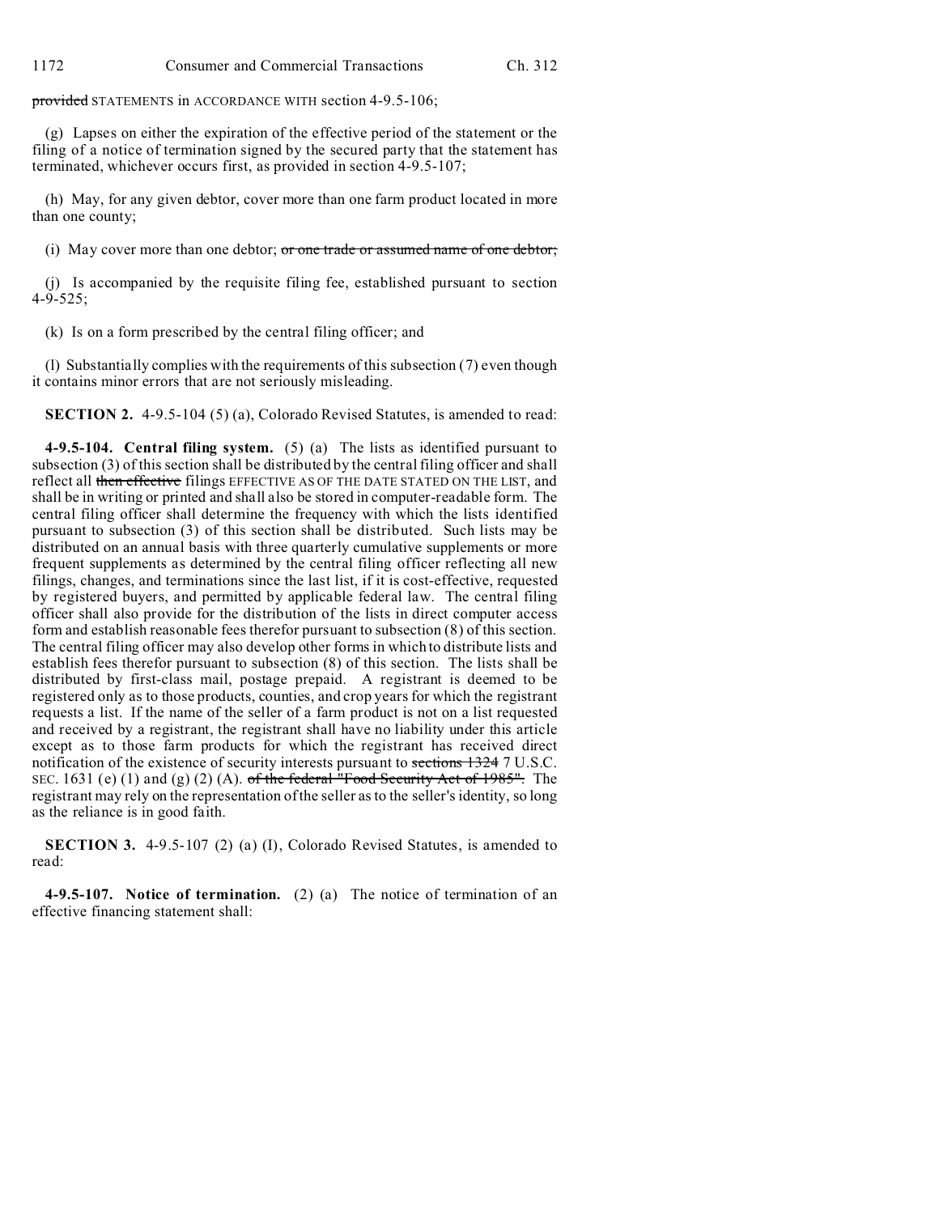~~provided~~ STATEMENTS in ACCORDANCE WITH section 4-9.5-106;

(g) Lapses on either the expiration of the effective period of the statement or the filing of a notice of termination signed by the secured party that the statement has terminated, whichever occurs first, as provided in section 4-9.5-107;

(h) May, for any given debtor, cover more than one farm product located in more than one county;

(i) May cover more than one debtor; ~~or one trade or assumed name of one debtor;~~

(j) Is accompanied by the requisite filing fee, established pursuant to section 4-9-525;

(k) Is on a form prescribed by the central filing officer; and

(l) Substantially complies with the requirements of this subsection (7) even though it contains minor errors that are not seriously misleading.

**SECTION 2.** 4-9.5-104 (5) (a), Colorado Revised Statutes, is amended to read:

**4-9.5-104. Central filing system.** (5) (a) The lists as identified pursuant to subsection (3) of this section shall be distributed by the central filing officer and shall reflect all ~~then effective~~ filings EFFECTIVE AS OF THE DATE STATED ON THE LIST, and shall be in writing or printed and shall also be stored in computer-readable form. The central filing officer shall determine the frequency with which the lists identified pursuant to subsection (3) of this section shall be distributed. Such lists may be distributed on an annual basis with three quarterly cumulative supplements or more frequent supplements as determined by the central filing officer reflecting all new filings, changes, and terminations since the last list, if it is cost-effective, requested by registered buyers, and permitted by applicable federal law. The central filing officer shall also provide for the distribution of the lists in direct computer access form and establish reasonable fees therefor pursuant to subsection (8) of this section. The central filing officer may also develop other forms in which to distribute lists and establish fees therefor pursuant to subsection (8) of this section. The lists shall be distributed by first-class mail, postage prepaid. A registrant is deemed to be registered only as to those products, counties, and crop years for which the registrant requests a list. If the name of the seller of a farm product is not on a list requested and received by a registrant, the registrant shall have no liability under this article except as to those farm products for which the registrant has received direct notification of the existence of security interests pursuant to ~~sections 1324~~ 7 U.S.C. SEC. 1631 (e) (1) and (g) (2) (A). ~~of the federal "Food Security Act of 1985".~~ The registrant may rely on the representation of the seller as to the seller's identity, so long as the reliance is in good faith.

**SECTION 3.** 4-9.5-107 (2) (a) (I), Colorado Revised Statutes, is amended to read:

**4-9.5-107. Notice of termination.** (2) (a) The notice of termination of an effective financing statement shall: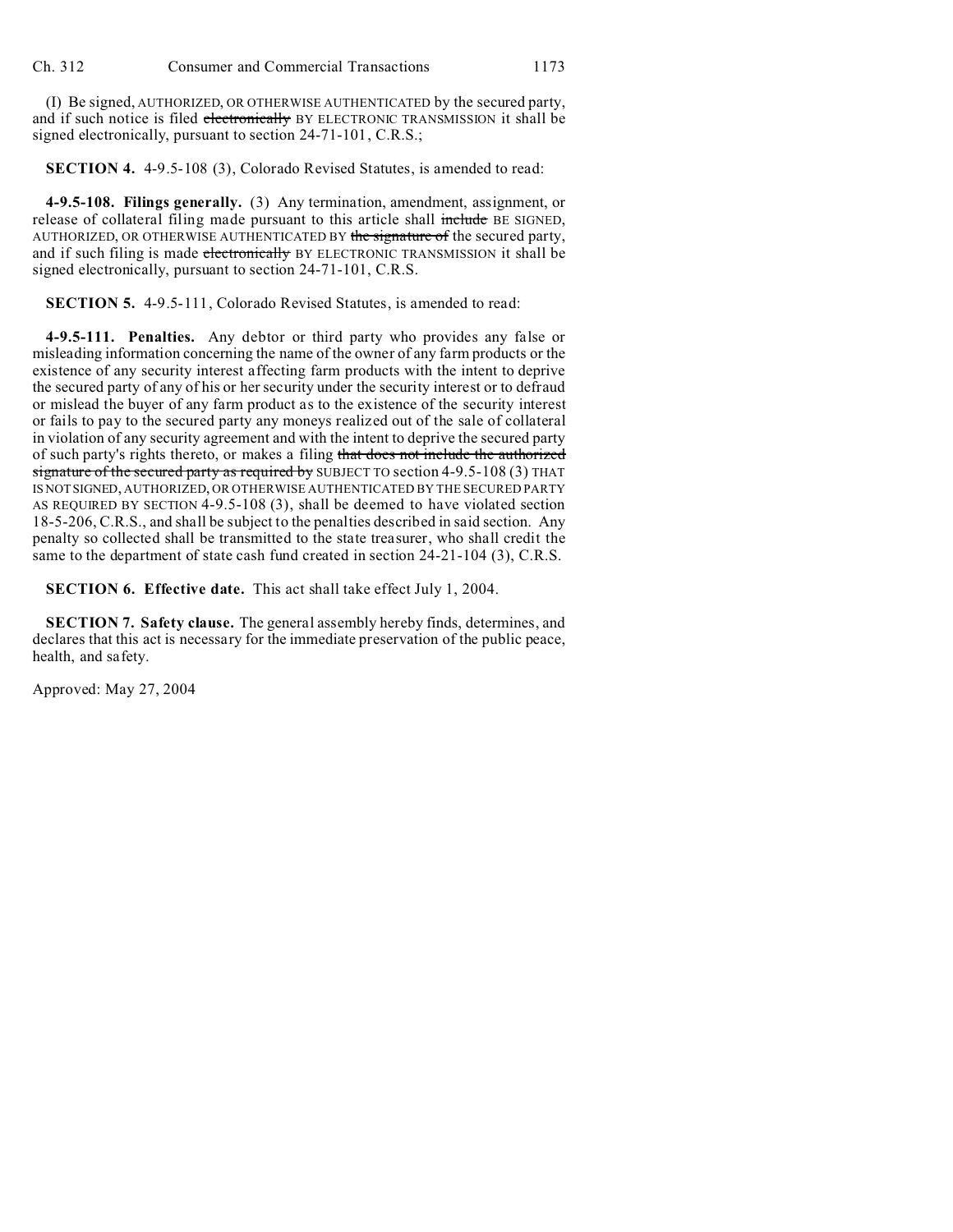(I) Be signed, AUTHORIZED, OR OTHERWISE AUTHENTICATED by the secured party, and if such notice is filed ~~electronically~~ BY ELECTRONIC TRANSMISSION it shall be signed electronically, pursuant to section 24-71-101, C.R.S.;

**SECTION 4.** 4-9.5-108 (3), Colorado Revised Statutes, is amended to read:

**4-9.5-108. Filings generally.** (3) Any termination, amendment, assignment, or release of collateral filing made pursuant to this article shall ~~include~~ BE SIGNED, AUTHORIZED, OR OTHERWISE AUTHENTICATED BY ~~the signature of~~ the secured party, and if such filing is made ~~electronically~~ BY ELECTRONIC TRANSMISSION it shall be signed electronically, pursuant to section 24-71-101, C.R.S.

**SECTION 5.** 4-9.5-111, Colorado Revised Statutes, is amended to read:

**4-9.5-111. Penalties.** Any debtor or third party who provides any false or misleading information concerning the name of the owner of any farm products or the existence of any security interest affecting farm products with the intent to deprive the secured party of any of his or her security under the security interest or to defraud or mislead the buyer of any farm product as to the existence of the security interest or fails to pay to the secured party any moneys realized out of the sale of collateral in violation of any security agreement and with the intent to deprive the secured party of such party's rights thereto, or makes a filing ~~that does not include the authorized signature of the secured party as required by~~ SUBJECT TO section 4-9.5-108 (3) THAT IS NOT SIGNED, AUTHORIZED, OR OTHERWISE AUTHENTICATED BY THE SECURED PARTY AS REQUIRED BY SECTION 4-9.5-108 (3), shall be deemed to have violated section 18-5-206, C.R.S., and shall be subject to the penalties described in said section. Any penalty so collected shall be transmitted to the state treasurer, who shall credit the same to the department of state cash fund created in section 24-21-104 (3), C.R.S.

**SECTION 6. Effective date.** This act shall take effect July 1, 2004.

**SECTION 7. Safety clause.** The general assembly hereby finds, determines, and declares that this act is necessary for the immediate preservation of the public peace, health, and safety.

Approved: May 27, 2004